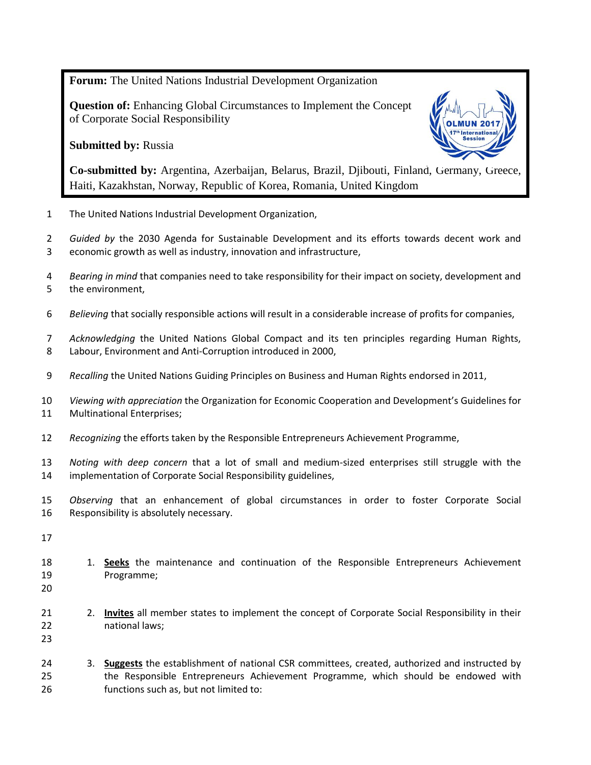**Forum:** The United Nations Industrial Development Organization

**Question of:** Enhancing Global Circumstances to Implement the Concept of Corporate Social Responsibility

**Submitted by:** Russia

**Co-submitted by:** Argentina, Azerbaijan, Belarus, Brazil, Djibouti, Finland, Germany, Greece, Haiti, Kazakhstan, Norway, Republic of Korea, Romania, United Kingdom

The United Nations Industrial Development Organization,

*Guided by* the 2030 Agenda for Sustainable Development and its efforts towards decent work and economic growth as well as industry, innovation and infrastructure,

*Bearing in mind* that companies need to take responsibility for their impact on society, development and the environment,

*Believing* that socially responsible actions will result in a considerable increase of profits for companies,

*Acknowledging* the United Nations Global Compact and its ten principles regarding Human Rights, Labour, Environment and Anti-Corruption introduced in 2000,

*Recalling* the United Nations Guiding Principles on Business and Human Rights endorsed in 2011,

*Viewing with appreciation* the Organization for Economic Cooperation and Development's Guidelines for Multinational Enterprises;

*Recognizing* the efforts taken by the Responsible Entrepreneurs Achievement Programme,

*Noting with deep concern* that a lot of small and medium-sized enterprises still struggle with the implementation of Corporate Social Responsibility guidelines,

*Observing* that an enhancement of global circumstances in order to foster Corporate Social Responsibility is absolutely necessary.

1. **Seeks** the maintenance and continuation of the Responsible Entrepreneurs Achievement Programme;

2. **Invites** all member states to implement the concept of Corporate Social Responsibility in their national laws;

3. **Suggests** the establishment of national CSR committees, created, authorized and instructed by the Responsible Entrepreneurs Achievement Programme, which should be endowed with functions such as, but not limited to: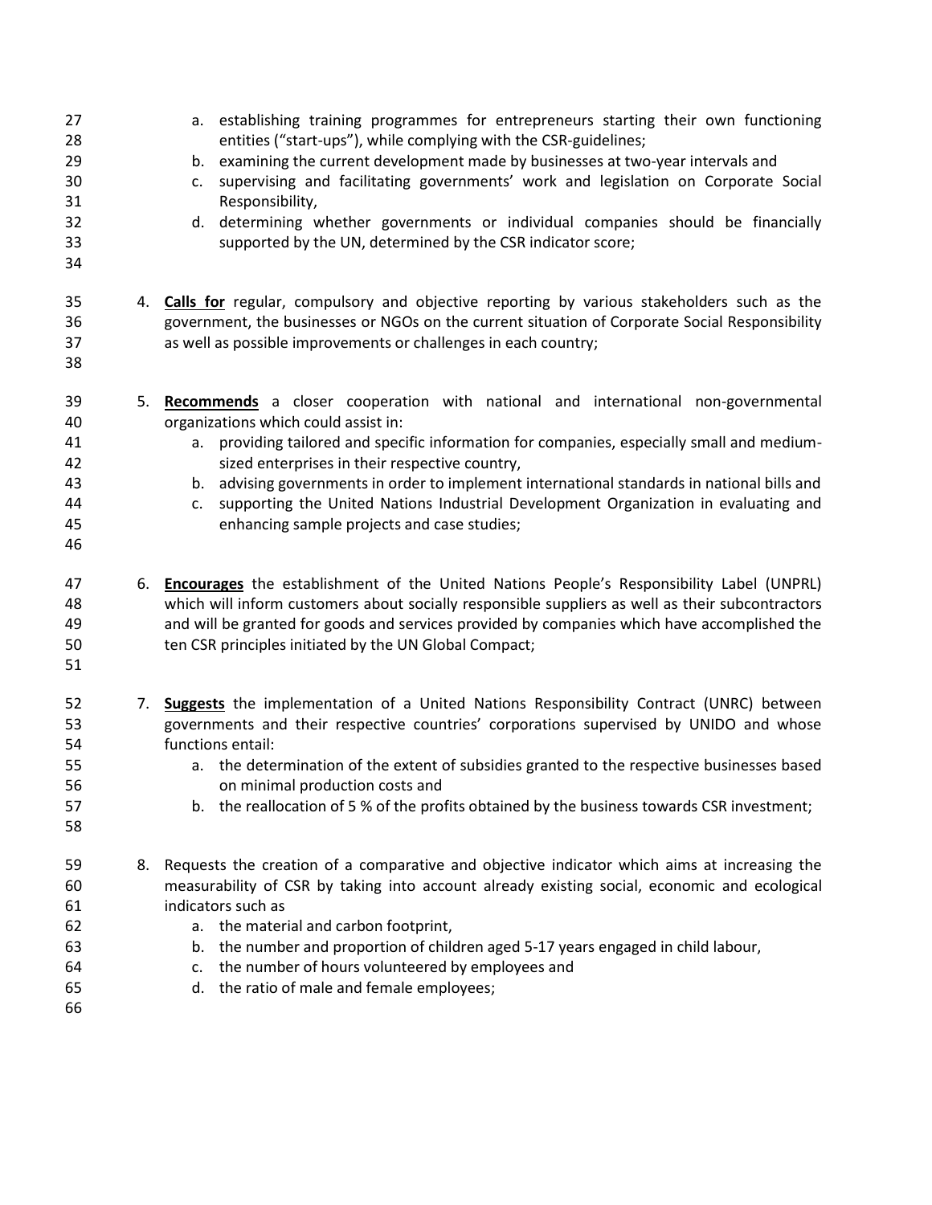a. establishing training programmes for entrepreneurs starting their own functioning entities ("start-ups"), while complying with the CSR-guidelines;
b. examining the current development made by businesses at two-year intervals and
c. supervising and facilitating governments' work and legislation on Corporate Social Responsibility,
d. determining whether governments or individual companies should be financially supported by the UN, determined by the CSR indicator score;

4. **Calls for** regular, compulsory and objective reporting by various stakeholders such as the government, the businesses or NGOs on the current situation of Corporate Social Responsibility as well as possible improvements or challenges in each country;

5. **Recommends** a closer cooperation with national and international non-governmental organizations which could assist in:
   a. providing tailored and specific information for companies, especially small and medium-sized enterprises in their respective country,
   b. advising governments in order to implement international standards in national bills and
   c. supporting the United Nations Industrial Development Organization in evaluating and enhancing sample projects and case studies;

6. **Encourages** the establishment of the United Nations People's Responsibility Label (UNPRL) which will inform customers about socially responsible suppliers as well as their subcontractors and will be granted for goods and services provided by companies which have accomplished the ten CSR principles initiated by the UN Global Compact;

7. **Suggests** the implementation of a United Nations Responsibility Contract (UNRC) between governments and their respective countries' corporations supervised by UNIDO and whose functions entail:
   a. the determination of the extent of subsidies granted to the respective businesses based on minimal production costs and
   b. the reallocation of 5 % of the profits obtained by the business towards CSR investment;

8. Requests the creation of a comparative and objective indicator which aims at increasing the measurability of CSR by taking into account already existing social, economic and ecological indicators such as
   a. the material and carbon footprint,
   b. the number and proportion of children aged 5-17 years engaged in child labour,
   c. the number of hours volunteered by employees and
   d. the ratio of male and female employees;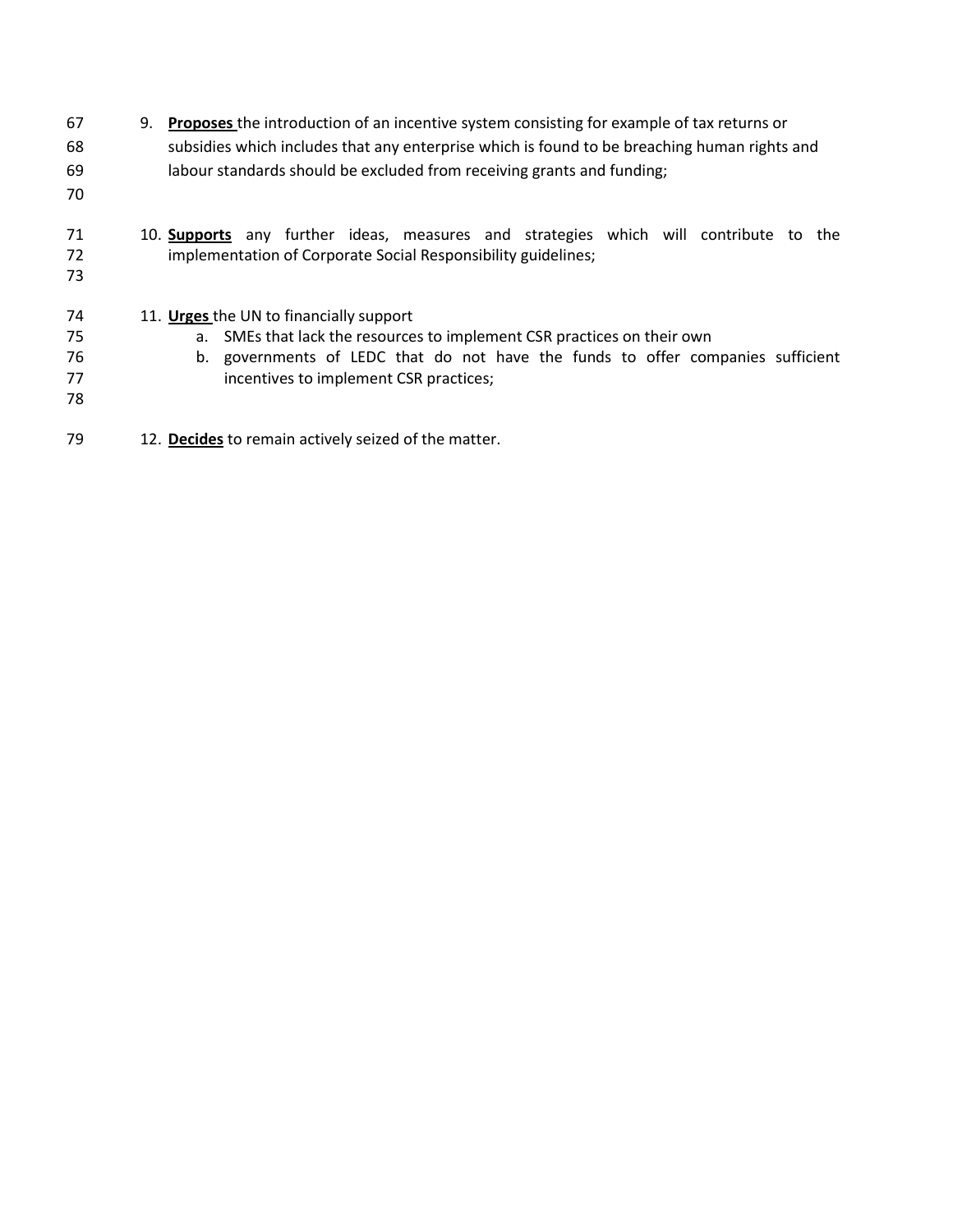9. **Proposes** the introduction of an incentive system consisting for example of tax returns or subsidies which includes that any enterprise which is found to be breaching human rights and labour standards should be excluded from receiving grants and funding;

10. **Supports** any further ideas, measures and strategies which will contribute to the implementation of Corporate Social Responsibility guidelines;

11. **Urges** the UN to financially support
    a. SMEs that lack the resources to implement CSR practices on their own
    b. governments of LEDC that do not have the funds to offer companies sufficient incentives to implement CSR practices;

12. **Decides** to remain actively seized of the matter.